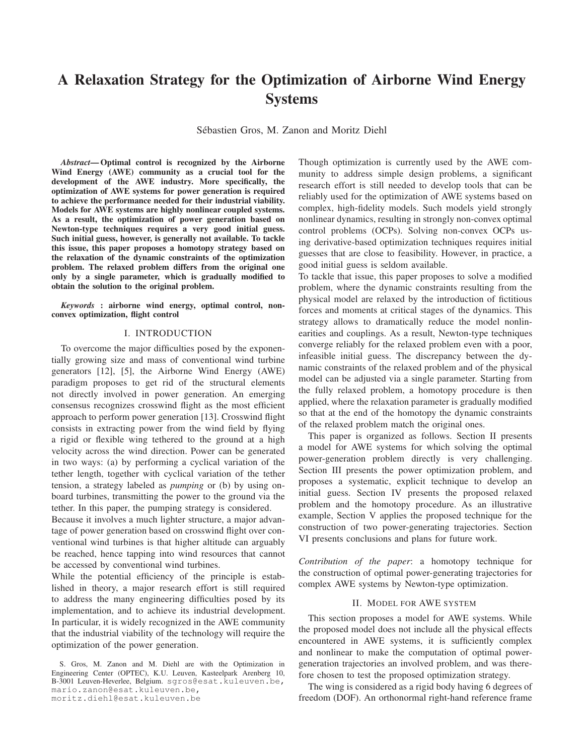# A Relaxation Strategy for the Optimization of Airborne Wind Energy Systems

Sébastien Gros, M. Zanon and Moritz Diehl

***Abstract*— Optimal control is recognized by the Airborne Wind Energy (AWE) community as a crucial tool for the development of the AWE industry. More specifically, the optimization of AWE systems for power generation is required to achieve the performance needed for their industrial viability. Models for AWE systems are highly nonlinear coupled systems. As a result, the optimization of power generation based on Newton-type techniques requires a very good initial guess. Such initial guess, however, is generally not available. To tackle this issue, this paper proposes a homotopy strategy based on the relaxation of the dynamic constraints of the optimization problem. The relaxed problem differs from the original one only by a single parameter, which is gradually modified to obtain the solution to the original problem.**

***Keywords* : airborne wind energy, optimal control, non-convex optimization, flight control**

## I. INTRODUCTION

To overcome the major difficulties posed by the exponentially growing size and mass of conventional wind turbine generators [12], [5], the Airborne Wind Energy (AWE) paradigm proposes to get rid of the structural elements not directly involved in power generation. An emerging consensus recognizes crosswind flight as the most efficient approach to perform power generation [13]. Crosswind flight consists in extracting power from the wind field by flying a rigid or flexible wing tethered to the ground at a high velocity across the wind direction. Power can be generated in two ways: (a) by performing a cyclical variation of the tether length, together with cyclical variation of the tether tension, a strategy labeled as *pumping* or (b) by using onboard turbines, transmitting the power to the ground via the tether. In this paper, the pumping strategy is considered.

Because it involves a much lighter structure, a major advantage of power generation based on crosswind flight over conventional wind turbines is that higher altitude can arguably be reached, hence tapping into wind resources that cannot be accessed by conventional wind turbines.

While the potential efficiency of the principle is established in theory, a major research effort is still required to address the many engineering difficulties posed by its implementation, and to achieve its industrial development. In particular, it is widely recognized in the AWE community that the industrial viability of the technology will require the optimization of the power generation.

S. Gros, M. Zanon and M. Diehl are with the Optimization in Engineering Center (OPTEC), K.U. Leuven, Kasteelpark Arenberg 10, B-3001 Leuven-Heverlee, Belgium. sgros@esat.kuleuven.be, mario.zanon@esat.kuleuven.be, moritz.diehl@esat.kuleuven.be

Though optimization is currently used by the AWE community to address simple design problems, a significant research effort is still needed to develop tools that can be reliably used for the optimization of AWE systems based on complex, high-fidelity models. Such models yield strongly nonlinear dynamics, resulting in strongly non-convex optimal control problems (OCPs). Solving non-convex OCPs using derivative-based optimization techniques requires initial guesses that are close to feasibility. However, in practice, a good initial guess is seldom available.

To tackle that issue, this paper proposes to solve a modified problem, where the dynamic constraints resulting from the physical model are relaxed by the introduction of fictitious forces and moments at critical stages of the dynamics. This strategy allows to dramatically reduce the model nonlinearities and couplings. As a result, Newton-type techniques converge reliably for the relaxed problem even with a poor, infeasible initial guess. The discrepancy between the dynamic constraints of the relaxed problem and of the physical model can be adjusted via a single parameter. Starting from the fully relaxed problem, a homotopy procedure is then applied, where the relaxation parameter is gradually modified so that at the end of the homotopy the dynamic constraints of the relaxed problem match the original ones.

This paper is organized as follows. Section II presents a model for AWE systems for which solving the optimal power-generation problem directly is very challenging. Section III presents the power optimization problem, and proposes a systematic, explicit technique to develop an initial guess. Section IV presents the proposed relaxed problem and the homotopy procedure. As an illustrative example, Section V applies the proposed technique for the construction of two power-generating trajectories. Section VI presents conclusions and plans for future work.

*Contribution of the paper*: a homotopy technique for the construction of optimal power-generating trajectories for complex AWE systems by Newton-type optimization.

## II. MODEL FOR AWE SYSTEM

This section proposes a model for AWE systems. While the proposed model does not include all the physical effects encountered in AWE systems, it is sufficiently complex and nonlinear to make the computation of optimal power-generation trajectories an involved problem, and was therefore chosen to test the proposed optimization strategy.

The wing is considered as a rigid body having 6 degrees of freedom (DOF). An orthonormal right-hand reference frame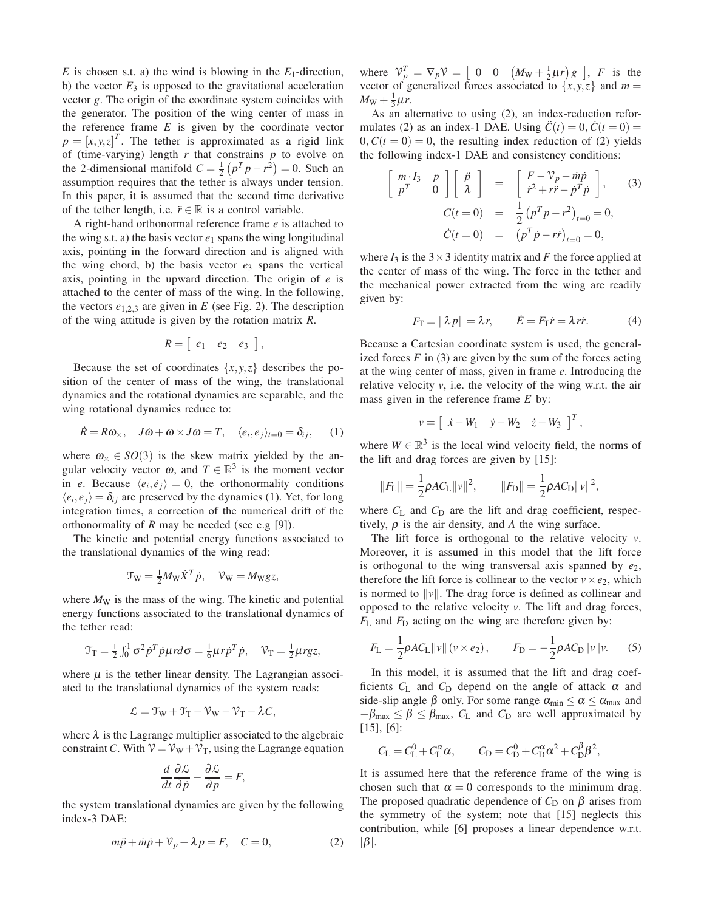$E$ is chosen s.t. a) the wind is blowing in the $E_1$-direction, b) the vector $E_3$ is opposed to the gravitational acceleration vector $g$. The origin of the coordinate system coincides with the generator. The position of the wing center of mass in the reference frame $E$ is given by the coordinate vector $p = [x, y, z]^T$. The tether is approximated as a rigid link of (time-varying) length $r$ that constrains $p$ to evolve on the 2-dimensional manifold $C = \frac{1}{2}\left(p^T p - r^2\right) = 0$. Such an assumption requires that the tether is always under tension. In this paper, it is assumed that the second time derivative of the tether length, i.e. $\ddot{r} \in \mathbb{R}$ is a control variable.

A right-hand orthonormal reference frame $e$ is attached to the wing s.t. a) the basis vector $e_1$ spans the wing longitudinal axis, pointing in the forward direction and is aligned with the wing chord, b) the basis vector $e_3$ spans the vertical axis, pointing in the upward direction. The origin of $e$ is attached to the center of mass of the wing. In the following, the vectors $e_{1,2,3}$ are given in $E$ (see Fig. 2). The description of the wing attitude is given by the rotation matrix $R$.

$$R = \begin{bmatrix} e_1 & e_2 & e_3 \end{bmatrix},$$

Because the set of coordinates $\{x, y, z\}$ describes the position of the center of mass of the wing, the translational dynamics and the rotational dynamics are separable, and the wing rotational dynamics reduce to:

$$\dot{R} = R\omega_\times, \quad J\dot{\omega} + \omega \times J\omega = T, \quad \langle e_i, e_j \rangle_{t=0} = \delta_{ij}, \tag{1}$$

where $\omega_\times \in SO(3)$ is the skew matrix yielded by the angular velocity vector $\omega$, and $T \in \mathbb{R}^3$ is the moment vector in $e$. Because $\langle e_i, \dot{e}_j \rangle = 0$, the orthonormality conditions $\langle e_i, e_j \rangle = \delta_{ij}$ are preserved by the dynamics (1). Yet, for long integration times, a correction of the numerical drift of the orthonormality of $R$ may be needed (see e.g [9]).

The kinetic and potential energy functions associated to the translational dynamics of the wing read:

$$\mathcal{T}_\mathrm{W} = \tfrac{1}{2} M_\mathrm{W} \dot{X}^T \dot{p}, \quad \mathcal{V}_\mathrm{W} = M_\mathrm{W} g z,$$

where $M_\mathrm{W}$ is the mass of the wing. The kinetic and potential energy functions associated to the translational dynamics of the tether read:

$$\mathcal{T}_\mathrm{T} = \tfrac{1}{2} \int_0^1 \sigma^2 \dot{p}^T \dot{p} \mu r d\sigma = \tfrac{1}{6} \mu r \dot{p}^T \dot{p}, \quad \mathcal{V}_\mathrm{T} = \tfrac{1}{2} \mu r g z,$$

where $\mu$ is the tether linear density. The Lagrangian associated to the translational dynamics of the system reads:

$$\mathcal{L} = \mathcal{T}_\mathrm{W} + \mathcal{T}_\mathrm{T} - \mathcal{V}_\mathrm{W} - \mathcal{V}_\mathrm{T} - \lambda C,$$

where $\lambda$ is the Lagrange multiplier associated to the algebraic constraint $C$. With $\mathcal{V} = \mathcal{V}_\mathrm{W} + \mathcal{V}_\mathrm{T}$, using the Lagrange equation

$$\frac{d}{dt} \frac{\partial \mathcal{L}}{\partial \dot{p}} - \frac{\partial \mathcal{L}}{\partial p} = F,$$

the system translational dynamics are given by the following index-3 DAE:

$$m\ddot{p} + \dot{m}\dot{p} + \mathcal{V}_p + \lambda p = F, \quad C = 0, \tag{2}$$

where $\mathcal{V}_p^T = \nabla_p \mathcal{V} = \begin{bmatrix} 0 & 0 & \left(M_\mathrm{W} + \frac{1}{2}\mu r\right) g \end{bmatrix}$, $F$ is the vector of generalized forces associated to $\{x, y, z\}$ and $m = M_\mathrm{W} + \frac{1}{3}\mu r$.

As an alternative to using (2), an index-reduction reformulates (2) as an index-1 DAE. Using $\ddot{C}(t) = 0, \dot{C}(t = 0) = 0, C(t = 0) = 0$, the resulting index reduction of (2) yields the following index-1 DAE and consistency conditions:

$$\begin{aligned}
\begin{bmatrix} m \cdot I_3 & p \\ p^T & 0 \end{bmatrix} \begin{bmatrix} \ddot{p} \\ \lambda \end{bmatrix} &= \begin{bmatrix} F - \mathcal{V}_p - \dot{m}\dot{p} \\ \dot{r}^2 + r\ddot{r} - \dot{p}^T \dot{p} \end{bmatrix}, \\
C(t = 0) &= \frac{1}{2}\left(p^T p - r^2\right)_{t=0} = 0, \\
\dot{C}(t = 0) &= \left(p^T \dot{p} - r\dot{r}\right)_{t=0} = 0,
\end{aligned} \tag{3}$$

where $I_3$ is the $3 \times 3$ identity matrix and $F$ the force applied at the center of mass of the wing. The force in the tether and the mechanical power extracted from the wing are readily given by:

$$F_\mathrm{T} = \|\lambda p\| = \lambda r, \qquad \dot{E} = F_\mathrm{T}\dot{r} = \lambda r \dot{r}. \tag{4}$$

Because a Cartesian coordinate system is used, the generalized forces $F$ in (3) are given by the sum of the forces acting at the wing center of mass, given in frame $e$. Introducing the relative velocity $v$, i.e. the velocity of the wing w.r.t. the air mass given in the reference frame $E$ by:

$$v = \begin{bmatrix} \dot{x} - W_1 & \dot{y} - W_2 & \dot{z} - W_3 \end{bmatrix}^T,$$

where $W \in \mathbb{R}^3$ is the local wind velocity field, the norms of the lift and drag forces are given by [15]:

$$\|F_\mathrm{L}\| = \frac{1}{2}\rho A C_\mathrm{L} \|v\|^2, \qquad \|F_\mathrm{D}\| = \frac{1}{2}\rho A C_\mathrm{D} \|v\|^2,$$

where $C_\mathrm{L}$ and $C_\mathrm{D}$ are the lift and drag coefficient, respectively, $\rho$ is the air density, and $A$ the wing surface.

The lift force is orthogonal to the relative velocity $v$. Moreover, it is assumed in this model that the lift force is orthogonal to the wing transversal axis spanned by $e_2$, therefore the lift force is collinear to the vector $v \times e_2$, which is normed to $\|v\|$. The drag force is defined as collinear and opposed to the relative velocity $v$. The lift and drag forces, $F_\mathrm{L}$ and $F_\mathrm{D}$ acting on the wing are therefore given by:

$$F_\mathrm{L} = \frac{1}{2}\rho A C_\mathrm{L} \|v\| \left(v \times e_2\right), \qquad F_\mathrm{D} = -\frac{1}{2}\rho A C_\mathrm{D} \|v\| v. \tag{5}$$

In this model, it is assumed that the lift and drag coefficients $C_\mathrm{L}$ and $C_\mathrm{D}$ depend on the angle of attack $\alpha$ and side-slip angle $\beta$ only. For some range $\alpha_\mathrm{min} \leq \alpha \leq \alpha_\mathrm{max}$ and $-\beta_\mathrm{max} \leq \beta \leq \beta_\mathrm{max}$, $C_\mathrm{L}$ and $C_\mathrm{D}$ are well approximated by [15], [6]:

$$C_\mathrm{L} = C_\mathrm{L}^0 + C_\mathrm{L}^\alpha \alpha, \qquad C_\mathrm{D} = C_\mathrm{D}^0 + C_\mathrm{D}^\alpha \alpha^2 + C_\mathrm{D}^\beta \beta^2,$$

It is assumed here that the reference frame of the wing is chosen such that $\alpha = 0$ corresponds to the minimum drag. The proposed quadratic dependence of $C_\mathrm{D}$ on $\beta$ arises from the symmetry of the system; note that [15] neglects this contribution, while [6] proposes a linear dependence w.r.t. $|\beta|$.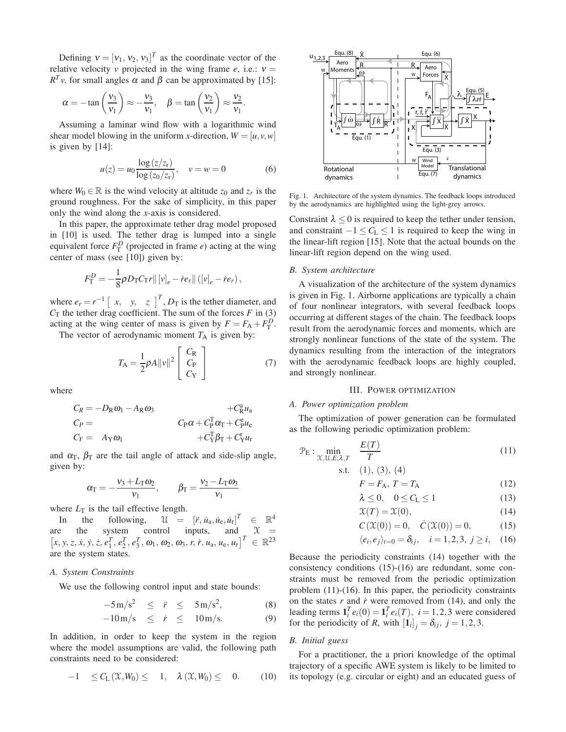Defining $\nu = [\nu_1, \nu_2, \nu_3]^T$ as the coordinate vector of the relative velocity $v$ projected in the wing frame $e$, i.e.: $\nu = R^T v$, for small angles $\alpha$ and $\beta$ can be approximated by [15]:

$$\alpha = -\tan\left(\frac{\nu_3}{\nu_1}\right) \approx -\frac{\nu_3}{\nu_1}, \quad \beta = \tan\left(\frac{\nu_2}{\nu_1}\right) \approx \frac{\nu_2}{\nu_1}.$$

Assuming a laminar wind flow with a logarithmic wind shear model blowing in the uniform $x$-direction, $W = [u, v, w]$ is given by [14]:

$$u(z) = u_0 \frac{\log(z/z_r)}{\log(z_0/z_r)}, \quad v = w = 0 \tag{6}$$

where $W_0 \in \mathbb{R}$ is the wind velocity at altitude $z_0$ and $z_r$ is the ground roughness. For the sake of simplicity, in this paper only the wind along the $x$-axis is considered.

In this paper, the approximate tether drag model proposed in [10] is used. The tether drag is lumped into a single equivalent force $F_T^D$ (projected in frame $e$) acting at the wing center of mass (see [10]) given by:

$$F_T^D = -\frac{1}{8}\rho D_T C_T r \| [v]_e - \dot{r} e_r \| \left([v]_e - \dot{r} e_r\right),$$

where $e_r = r^{-1} \begin{bmatrix} x, & y, & z \end{bmatrix}^T$, $D_T$ is the tether diameter, and $C_T$ the tether drag coefficient. The sum of the forces $F$ in (3) acting at the wing center of mass is given by $F = F_A + F_T^D$.

The vector of aerodynamic moment $T_A$ is given by:

$$T_A = \frac{1}{2}\rho A \|v\|^2 \begin{bmatrix} C_R \\ C_P \\ C_Y \end{bmatrix} \tag{7}$$

where

$$\begin{aligned}
C_R &= -D_R\omega_1 - A_R\omega_3 & &+ C_R^a u_a \\
C_P &= & C_P\alpha + C_P^T\alpha_T &+ C_P^e u_e \\
C_Y &= \quad A_Y\omega_1 & &+ C_Y^T\beta_T + C_Y^r u_r
\end{aligned}$$

and $\alpha_T$, $\beta_T$ are the tail angle of attack and side-slip angle, given by:

$$\alpha_T = -\frac{\nu_3 + L_T\omega_2}{\nu_1}, \qquad \beta_T = \frac{\nu_2 - L_T\omega_3}{\nu_1}$$

where $L_T$ is the tail effective length.

In the following, $\mathcal{U} = [\dddot{r}, \dot{u}_a, \dot{u}_e, \dot{u}_r]^T \in \mathbb{R}^4$ are the system control inputs, and $\mathcal{X} = \left[x, y, z, \dot{x}, \dot{y}, \dot{z}, e_1^T, e_2^T, e_3^T, \omega_1, \omega_2, \omega_3, r, \dot{r}, u_a, u_e, u_r\right]^T \in \mathbb{R}^{23}$ are the system states.

### A. System Constraints

We use the following control input and state bounds:

$$-5\,\text{m/s}^2 \quad \leq \quad \ddot{r} \quad \leq \quad 5\,\text{m/s}^2, \tag{8}$$

$$-10\,\text{m/s} \quad \leq \quad \dot{r} \quad \leq \quad 10\,\text{m/s}. \tag{9}$$

In addition, in order to keep the system in the region where the model assumptions are valid, the following path constraints need to be considered:

$$-1 \quad \leq C_L(\mathcal{X}, W_0) \leq \quad 1, \quad \lambda(\mathcal{X}, W_0) \leq \quad 0. \tag{10}$$

Fig. 1. Architecture of the system dynamics. The feedback loops introduced by the aerodynamics are highlighted using the light-grey arrows.

Constraint $\lambda \leq 0$ is required to keep the tether under tension, and constraint $-1 \leq C_L \leq 1$ is required to keep the wing in the linear-lift region [15]. Note that the actual bounds on the linear-lift region depend on the wing used.

### B. System architecture

A visualization of the architecture of the system dynamics is given in Fig. 1. Airborne applications are typically a chain of four nonlinear integrators, with several feedback loops occurring at different stages of the chain. The feedback loops result from the aerodynamic forces and moments, which are strongly nonlinear functions of the state of the system. The dynamics resulting from the interaction of the integrators with the aerodynamic feedback loops are highly coupled, and strongly nonlinear.

## III. Power optimization

### A. Power optimization problem

The optimization of power generation can be formulated as the following periodic optimization problem:

$$\mathcal{P}_E : \min_{\mathcal{X}, \mathcal{U}, E, \lambda, T} \quad \frac{E(T)}{T} \tag{11}$$

$$\text{s.t.} \quad (1), (3), (4)$$

$$F = F_A, \; T = T_A \tag{12}$$

$$\lambda \leq 0, \quad 0 \leq C_L \leq 1 \tag{13}$$

$$\mathcal{X}(T) = \mathcal{X}(0), \tag{14}$$

$$C(\mathcal{X}(0)) = 0, \quad \dot{C}(\mathcal{X}(0)) = 0, \tag{15}$$

$$\langle e_i, e_j \rangle_{t=0} = \delta_{ij}, \quad i = 1,2,3, \; j \geq i, \tag{16}$$

Because the periodicity constraints (14) together with the consistency conditions (15)-(16) are redundant, some constraints must be removed from the periodic optimization problem (11)-(16). In this paper, the periodicity constraints on the states $r$ and $\dot{r}$ were removed from (14), and only the leading terms $\mathbf{1}_i^T e_i(0) = \mathbf{1}_i^T e_i(T), \; i = 1,2,3$ were considered for the periodicity of $R$, with $[\mathbf{1}_i]_j = \delta_{ij}, \; j = 1,2,3$.

### B. Initial guess

For a practitioner, the a priori knowledge of the optimal trajectory of a specific AWE system is likely to be limited to its topology (e.g. circular or eight) and an educated guess of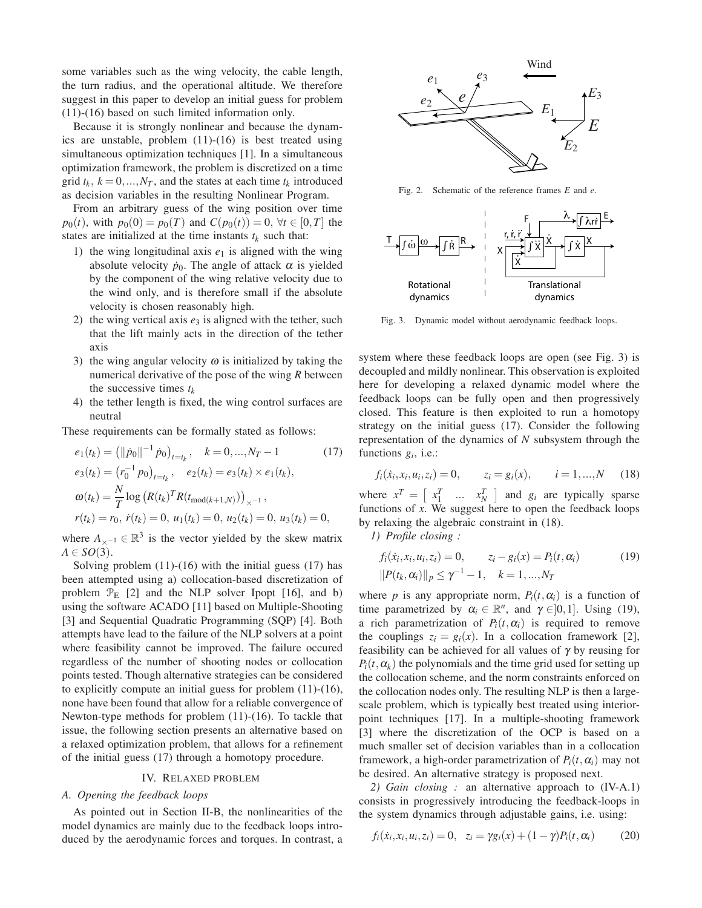some variables such as the wing velocity, the cable length, the turn radius, and the operational altitude. We therefore suggest in this paper to develop an initial guess for problem (11)-(16) based on such limited information only.

Because it is strongly nonlinear and because the dynamics are unstable, problem (11)-(16) is best treated using simultaneous optimization techniques [1]. In a simultaneous optimization framework, the problem is discretized on a time grid $t_k$, $k = 0, ..., N_T$, and the states at each time $t_k$ introduced as decision variables in the resulting Nonlinear Program.

From an arbitrary guess of the wing position over time $p_0(t)$, with $p_0(0) = p_0(T)$ and $C(p_0(t)) = 0$, $\forall t \in [0, T]$ the states are initialized at the time instants $t_k$ such that:

1) the wing longitudinal axis $e_1$ is aligned with the wing absolute velocity $\dot{p}_0$. The angle of attack $\alpha$ is yielded by the component of the wing relative velocity due to the wind only, and is therefore small if the absolute velocity is chosen reasonably high.
2) the wing vertical axis $e_3$ is aligned with the tether, such that the lift mainly acts in the direction of the tether axis
3) the wing angular velocity $\omega$ is initialized by taking the numerical derivative of the pose of the wing $R$ between the successive times $t_k$
4) the tether length is fixed, the wing control surfaces are neutral

These requirements can be formally stated as follows:

$$
\begin{aligned}
&e_1(t_k) = \left(\|\dot{p}_0\|^{-1}\dot{p}_0\right)_{t=t_k}, \quad k = 0, ..., N_T - 1 \qquad (17)\\
&e_3(t_k) = \left(r_0^{-1} p_0\right)_{t=t_k}, \quad e_2(t_k) = e_3(t_k) \times e_1(t_k),\\
&\omega(t_k) = \frac{N}{T}\log\left(R(t_k)^T R(t_{\text{mod}(k+1,N)})\right)_{\times^{-1}},\\
&r(t_k) = r_0,\ \dot{r}(t_k) = 0,\ u_1(t_k) = 0,\ u_2(t_k) = 0,\ u_3(t_k) = 0,
\end{aligned}
$$

where $A_{\times^{-1}} \in \mathbb{R}^3$ is the vector yielded by the skew matrix $A \in SO(3)$.

Solving problem (11)-(16) with the initial guess (17) has been attempted using a) collocation-based discretization of problem $\mathcal{P}_\text{E}$ [2] and the NLP solver Ipopt [16], and b) using the software ACADO [11] based on Multiple-Shooting [3] and Sequential Quadratic Programming (SQP) [4]. Both attempts have lead to the failure of the NLP solvers at a point where feasibility cannot be improved. The failure occured regardless of the number of shooting nodes or collocation points tested. Though alternative strategies can be considered to explicitly compute an initial guess for problem (11)-(16), none have been found that allow for a reliable convergence of Newton-type methods for problem (11)-(16). To tackle that issue, the following section presents an alternative based on a relaxed optimization problem, that allows for a refinement of the initial guess (17) through a homotopy procedure.

## IV. RELAXED PROBLEM

### A. Opening the feedback loops

As pointed out in Section II-B, the nonlinearities of the model dynamics are mainly due to the feedback loops introduced by the aerodynamic forces and torques. In contrast, a

Fig. 2. Schematic of the reference frames $E$ and $e$.

Fig. 3. Dynamic model without aerodynamic feedback loops.

system where these feedback loops are open (see Fig. 3) is decoupled and mildly nonlinear. This observation is exploited here for developing a relaxed dynamic model where the feedback loops can be fully open and then progressively closed. This feature is then exploited to run a homotopy strategy on the initial guess (17). Consider the following representation of the dynamics of $N$ subsystem through the functions $g_i$, i.e.:

$$
f_i(\dot{x}_i, x_i, u_i, z_i) = 0, \qquad z_i = g_i(x), \qquad i = 1, ..., N \qquad (18)
$$

where $x^T = \begin{bmatrix} x_1^T & ... & x_N^T \end{bmatrix}$ and $g_i$ are typically sparse functions of $x$. We suggest here to open the feedback loops by relaxing the algebraic constraint in (18).

*1) Profile closing :*

$$
\begin{aligned}
&f_i(\dot{x}_i, x_i, u_i, z_i) = 0, \qquad z_i - g_i(x) = P_i(t, \alpha_i) \qquad (19)\\
&\|P(t_k, \alpha_i)\|_p \leq \gamma^{-1} - 1, \quad k = 1, ..., N_T
\end{aligned}
$$

where $p$ is any appropriate norm, $P_i(t, \alpha_i)$ is a function of time parametrized by $\alpha_i \in \mathbb{R}^n$, and $\gamma \in ]0, 1]$. Using (19), a rich parametrization of $P_i(t, \alpha_i)$ is required to remove the couplings $z_i = g_i(x)$. In a collocation framework [2], feasibility can be achieved for all values of $\gamma$ by reusing for $P_i(t, \alpha_k)$ the polynomials and the time grid used for setting up the collocation scheme, and the norm constraints enforced on the collocation nodes only. The resulting NLP is then a large-scale problem, which is typically best treated using interior-point techniques [17]. In a multiple-shooting framework [3] where the discretization of the OCP is based on a much smaller set of decision variables than in a collocation framework, a high-order parametrization of $P_i(t, \alpha_i)$ may not be desired. An alternative strategy is proposed next.

*2) Gain closing :* an alternative approach to (IV-A.1) consists in progressively introducing the feedback-loops in the system dynamics through adjustable gains, i.e. using:

$$
f_i(\dot{x}_i, x_i, u_i, z_i) = 0, \quad z_i = \gamma g_i(x) + (1 - \gamma) P_i(t, \alpha_i) \qquad (20)
$$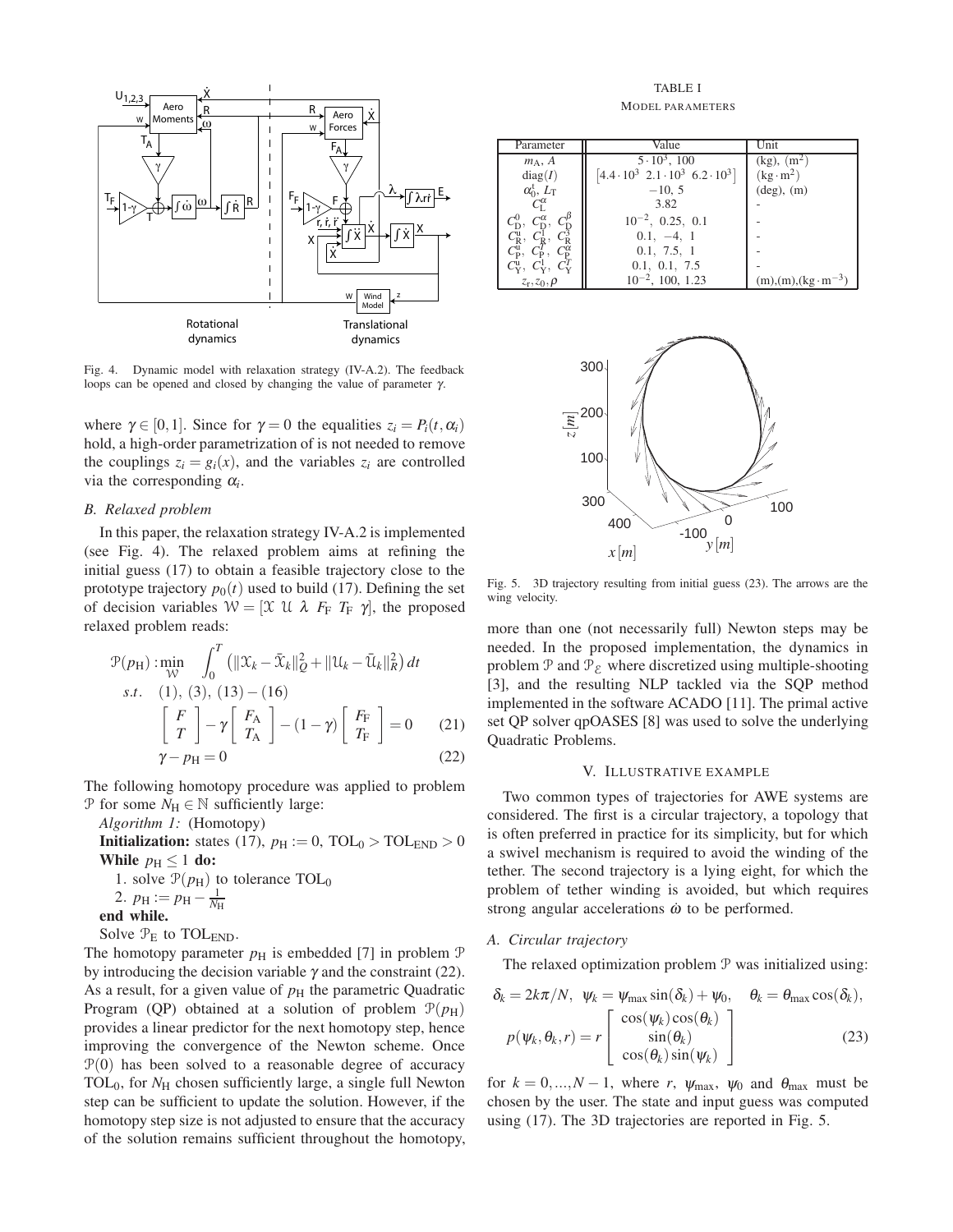Fig. 4. Dynamic model with relaxation strategy (IV-A.2). The feedback loops can be opened and closed by changing the value of parameter $\gamma$.

where $\gamma \in [0,1]$. Since for $\gamma = 0$ the equalities $z_i = P_i(t, \alpha_i)$ hold, a high-order parametrization of is not needed to remove the couplings $z_i = g_i(x)$, and the variables $z_i$ are controlled via the corresponding $\alpha_i$.

### B. Relaxed problem

In this paper, the relaxation strategy IV-A.2 is implemented (see Fig. 4). The relaxed problem aims at refining the initial guess (17) to obtain a feasible trajectory close to the prototype trajectory $p_0(t)$ used to build (17). Defining the set of decision variables $\mathcal{W} = [\mathcal{X}\ \mathcal{U}\ \lambda\ F_{\rm F}\ T_{\rm F}\ \gamma]$, the proposed relaxed problem reads:

$$
\begin{aligned}
\mathcal{P}(p_{\rm H}) : \min_{\mathcal{W}} \quad & \int_0^T \left( \|\mathcal{X}_k - \bar{\mathcal{X}}_k\|_Q^2 + \|\mathcal{U}_k - \bar{\mathcal{U}}_k\|_R^2 \right) dt \\
s.t. \quad & (1),\ (3),\ (13) - (16) \\
& \begin{bmatrix} F \\ T \end{bmatrix} - \gamma \begin{bmatrix} F_{\rm A} \\ T_{\rm A} \end{bmatrix} - (1-\gamma) \begin{bmatrix} F_{\rm F} \\ T_{\rm F} \end{bmatrix} = 0 \qquad (21) \\
& \gamma - p_{\rm H} = 0 \qquad (22)
\end{aligned}
$$

The following homotopy procedure was applied to problem $\mathcal{P}$ for some $N_{\rm H} \in \mathbb{N}$ sufficiently large:

*Algorithm 1:* (Homotopy)

**Initialization:** states (17), $p_{\rm H} := 0$, $\text{TOL}_0 > \text{TOL}_{\text{END}} > 0$

**While** $p_{\rm H} \leq 1$ **do:**

1. solve $\mathcal{P}(p_{\rm H})$ to tolerance $\text{TOL}_0$
2. $p_{\rm H} := p_{\rm H} - \frac{1}{N_{\rm H}}$

**end while.**

Solve $\mathcal{P}_{\rm E}$ to $\text{TOL}_{\text{END}}$.

The homotopy parameter $p_{\rm H}$ is embedded [7] in problem $\mathcal{P}$ by introducing the decision variable $\gamma$ and the constraint (22). As a result, for a given value of $p_{\rm H}$ the parametric Quadratic Program (QP) obtained at a solution of problem $\mathcal{P}(p_{\rm H})$ provides a linear predictor for the next homotopy step, hence improving the convergence of the Newton scheme. Once $\mathcal{P}(0)$ has been solved to a reasonable degree of accuracy $\text{TOL}_0$, for $N_{\rm H}$ chosen sufficiently large, a single full Newton step can be sufficient to update the solution. However, if the homotopy step size is not adjusted to ensure that the accuracy of the solution remains sufficient throughout the homotopy, more than one (not necessarily full) Newton steps may be needed. In the proposed implementation, the dynamics in problem $\mathcal{P}$ and $\mathcal{P}_{\mathcal{E}}$ where discretized using multiple-shooting [3], and the resulting NLP tackled via the SQP method implemented in the software ACADO [11]. The primal active set QP solver qpOASES [8] was used to solve the underlying Quadratic Problems.

TABLE I
MODEL PARAMETERS

| Parameter | Value | Unit |
|---|---|---|
| $m_{\rm A}$, $A$ | $5 \cdot 10^3$, 100 | (kg), (m$^2$) |
| diag($I$) | $[4.4 \cdot 10^3\ \ 2.1 \cdot 10^3\ \ 6.2 \cdot 10^3]$ | (kg $\cdot$ m$^2$) |
| $\alpha_0^{\rm t}$, $L_{\rm T}$ | $-10$, 5 | (deg), (m) |
| $C_{\rm L}^{\alpha}$ | 3.82 | - |
| $C_{\rm D}^0$, $C_{\rm D}^{\alpha}$, $C_{\rm D}^{\beta}$ | $10^{-2}$, 0.25, 0.1 | - |
| $C_{\rm R}^{\rm u}$, $C_{\rm R}^{\rm l}$, $C_{\rm R}^{\beta}$ | 0.1, $-4$, 1 | - |
| $C_{\rm P}^{\rm u}$, $C_{\rm P}^{\rm e}$, $C_{\rm P}^{\alpha}$ | 0.1, 7.5, 1 | - |
| $C_{\rm Y}^{\rm u}$, $C_{\rm Y}^{\rm l}$, $C_{\rm Y}^{\beta}$ | 0.1, 0.1, 7.5 | - |
| $z_{\rm r}$, $z_0$, $\rho$ | $10^{-2}$, 100, 1.23 | (m),(m),(kg $\cdot$ m$^{-3}$) |

Fig. 5. 3D trajectory resulting from initial guess (23). The arrows are the wing velocity.

## V. ILLUSTRATIVE EXAMPLE

Two common types of trajectories for AWE systems are considered. The first is a circular trajectory, a topology that is often preferred in practice for its simplicity, but for which a swivel mechanism is required to avoid the winding of the tether. The second trajectory is a lying eight, for which the problem of tether winding is avoided, but which requires strong angular accelerations $\dot{\omega}$ to be performed.

### A. Circular trajectory

The relaxed optimization problem $\mathcal{P}$ was initialized using:

$$
\delta_k = 2k\pi/N, \quad \psi_k = \psi_{\max} \sin(\delta_k) + \psi_0, \quad \theta_k = \theta_{\max} \cos(\delta_k),
$$
$$
p(\psi_k, \theta_k, r) = r \begin{bmatrix} \cos(\psi_k)\cos(\theta_k) \\ \sin(\theta_k) \\ \cos(\theta_k)\sin(\psi_k) \end{bmatrix} \qquad (23)
$$

for $k = 0, ..., N-1$, where $r$, $\psi_{\max}$, $\psi_0$ and $\theta_{\max}$ must be chosen by the user. The state and input guess was computed using (17). The 3D trajectories are reported in Fig. 5.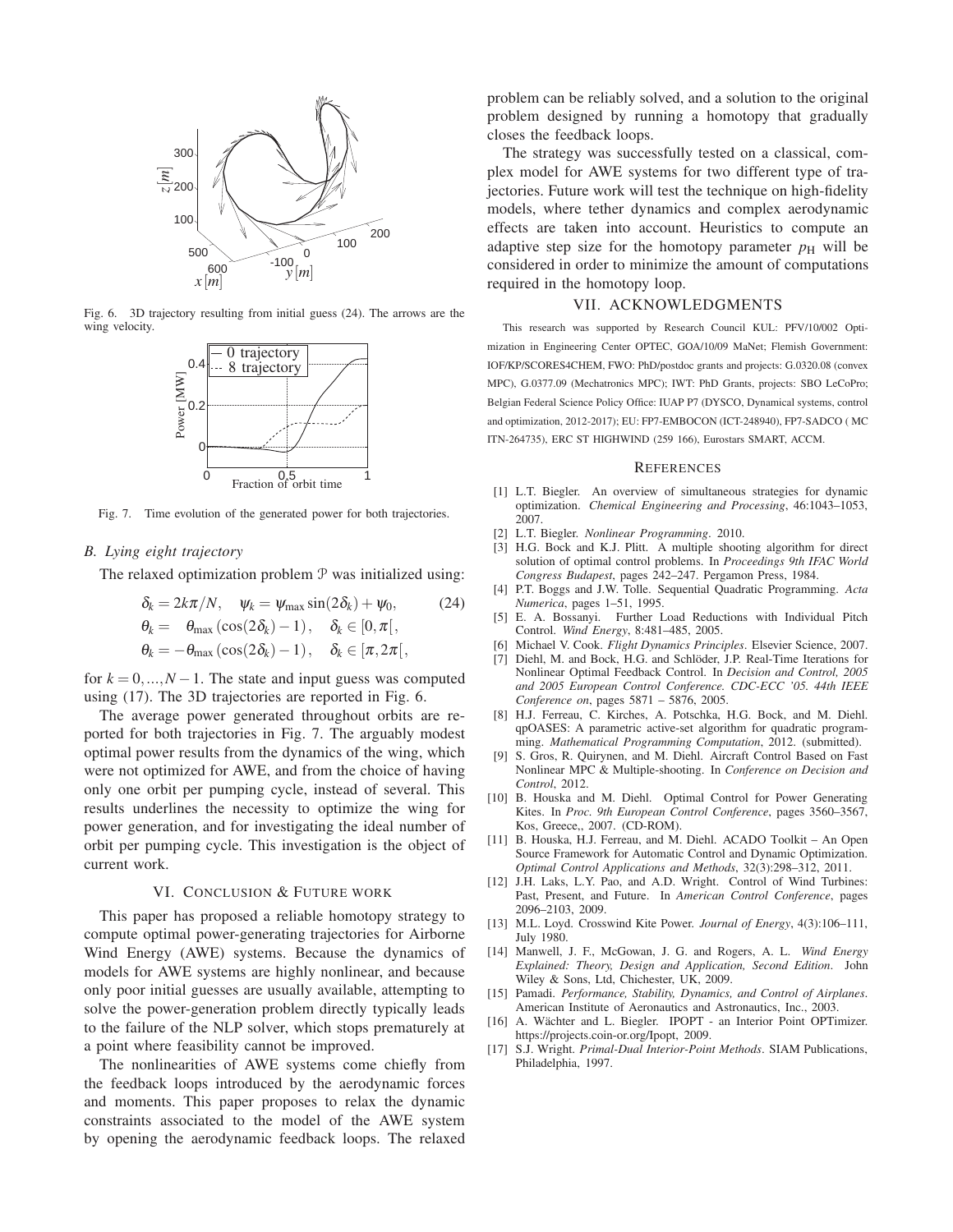300

$z\,[m]$ 200

100

500

600

$x\,[m]$

-100

0

100

200

$y\,[m]$

Fig. 6. 3D trajectory resulting from initial guess (24). The arrows are the wing velocity.

0 trajectory

8 trajectory

Power [MW]

0.4

0.2

0

0

0.5

1

Fraction of orbit time

Fig. 7. Time evolution of the generated power for both trajectories.

### *B. Lying eight trajectory*

The relaxed optimization problem $\mathcal{P}$ was initialized using:

$$
\begin{aligned}
\delta_k &= 2k\pi/N, \quad \psi_k = \psi_{\max}\sin(2\delta_k) + \psi_0, \qquad (24) \\
\theta_k &= \quad \theta_{\max}\left(\cos(2\delta_k) - 1\right), \quad \delta_k \in [0, \pi[, \\
\theta_k &= -\theta_{\max}\left(\cos(2\delta_k) - 1\right), \quad \delta_k \in [\pi, 2\pi[,
\end{aligned}
$$

for $k = 0, ..., N-1$. The state and input guess was computed using (17). The 3D trajectories are reported in Fig. 6.

The average power generated throughout orbits are reported for both trajectories in Fig. 7. The arguably modest optimal power results from the dynamics of the wing, which were not optimized for AWE, and from the choice of having only one orbit per pumping cycle, instead of several. This results underlines the necessity to optimize the wing for power generation, and for investigating the ideal number of orbit per pumping cycle. This investigation is the object of current work.

## VI. Conclusion & Future work

This paper has proposed a reliable homotopy strategy to compute optimal power-generating trajectories for Airborne Wind Energy (AWE) systems. Because the dynamics of models for AWE systems are highly nonlinear, and because only poor initial guesses are usually available, attempting to solve the power-generation problem directly typically leads to the failure of the NLP solver, which stops prematurely at a point where feasibility cannot be improved.

The nonlinearities of AWE systems come chiefly from the feedback loops introduced by the aerodynamic forces and moments. This paper proposes to relax the dynamic constraints associated to the model of the AWE system by opening the aerodynamic feedback loops. The relaxed problem can be reliably solved, and a solution to the original problem designed by running a homotopy that gradually closes the feedback loops.

The strategy was successfully tested on a classical, complex model for AWE systems for two different type of trajectories. Future work will test the technique on high-fidelity models, where tether dynamics and complex aerodynamic effects are taken into account. Heuristics to compute an adaptive step size for the homotopy parameter $p_{\mathrm{H}}$ will be considered in order to minimize the amount of computations required in the homotopy loop.

## VII. Acknowledgments

This research was supported by Research Council KUL: PFV/10/002 Optimization in Engineering Center OPTEC, GOA/10/09 MaNet; Flemish Government: IOF/KP/SCORES4CHEM, FWO: PhD/postdoc grants and projects: G.0320.08 (convex MPC), G.0377.09 (Mechatronics MPC); IWT: PhD Grants, projects: SBO LeCoPro; Belgian Federal Science Policy Office: IUAP P7 (DYSCO, Dynamical systems, control and optimization, 2012-2017); EU: FP7-EMBOCON (ICT-248940), FP7-SADCO ( MC ITN-264735), ERC ST HIGHWIND (259 166), Eurostars SMART, ACCM.

## References

[1] L.T. Biegler. An overview of simultaneous strategies for dynamic optimization. *Chemical Engineering and Processing*, 46:1043–1053, 2007.

[2] L.T. Biegler. *Nonlinear Programming*. 2010.

[3] H.G. Bock and K.J. Plitt. A multiple shooting algorithm for direct solution of optimal control problems. In *Proceedings 9th IFAC World Congress Budapest*, pages 242–247. Pergamon Press, 1984.

[4] P.T. Boggs and J.W. Tolle. Sequential Quadratic Programming. *Acta Numerica*, pages 1–51, 1995.

[5] E. A. Bossanyi. Further Load Reductions with Individual Pitch Control. *Wind Energy*, 8:481–485, 2005.

[6] Michael V. Cook. *Flight Dynamics Principles*. Elsevier Science, 2007.

[7] Diehl, M. and Bock, H.G. and Schlöder, J.P. Real-Time Iterations for Nonlinear Optimal Feedback Control. In *Decision and Control, 2005 and 2005 European Control Conference. CDC-ECC '05. 44th IEEE Conference on*, pages 5871 – 5876, 2005.

[8] H.J. Ferreau, C. Kirches, A. Potschka, H.G. Bock, and M. Diehl. qpOASES: A parametric active-set algorithm for quadratic programming. *Mathematical Programming Computation*, 2012. (submitted).

[9] S. Gros, R. Quirynen, and M. Diehl. Aircraft Control Based on Fast Nonlinear MPC & Multiple-shooting. In *Conference on Decision and Control*, 2012.

[10] B. Houska and M. Diehl. Optimal Control for Power Generating Kites. In *Proc. 9th European Control Conference*, pages 3560–3567, Kos, Greece,, 2007. (CD-ROM).

[11] B. Houska, H.J. Ferreau, and M. Diehl. ACADO Toolkit – An Open Source Framework for Automatic Control and Dynamic Optimization. *Optimal Control Applications and Methods*, 32(3):298–312, 2011.

[12] J.H. Laks, L.Y. Pao, and A.D. Wright. Control of Wind Turbines: Past, Present, and Future. In *American Control Conference*, pages 2096–2103, 2009.

[13] M.L. Loyd. Crosswind Kite Power. *Journal of Energy*, 4(3):106–111, July 1980.

[14] Manwell, J. F., McGowan, J. G. and Rogers, A. L. *Wind Energy Explained: Theory, Design and Application, Second Edition*. John Wiley & Sons, Ltd, Chichester, UK, 2009.

[15] Pamadi. *Performance, Stability, Dynamics, and Control of Airplanes*. American Institute of Aeronautics and Astronautics, Inc., 2003.

[16] A. Wächter and L. Biegler. IPOPT - an Interior Point OPTimizer. https://projects.coin-or.org/Ipopt, 2009.

[17] S.J. Wright. *Primal-Dual Interior-Point Methods*. SIAM Publications, Philadelphia, 1997.